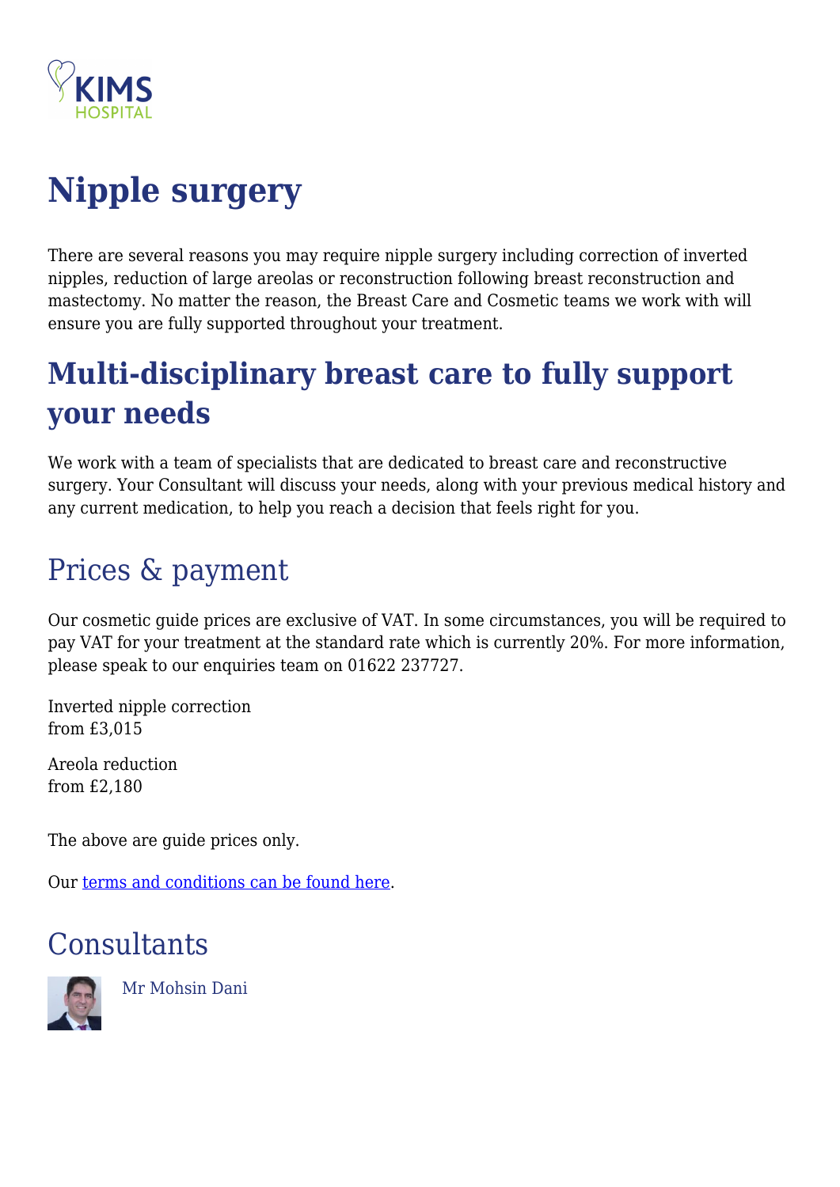# Nipple surgery

There are several reasons you may require nipple surgery including correction of inverted nipples, reduction of large areolas or reconstruction following breast reconstruction and mastectomy. No matter the reason, the Breast Care and Cosmetic teams we work with will ensure you are fully supported throughout your treatment.

# Multi-disciplinary breast care to fully support your needs

We work with a team of specialists that are dedicated to breast care and reconstructive surgery. Your Consultant will discuss your needs, along with your previous medical history and any current medication, to help you reach a decision that feels right for you.

## Prices & payment

Our cosmetic guide prices are exclusive of VAT. In some circumstances, you will be required to pay VAT for your treatment at the standard rate which is currently 20%. For more information, please speak to our enquiries team on 01622 237727.

Inverted nipple correction
from £3,015

Areola reduction
from £2,180

The above are guide prices only.

Our terms and conditions can be found here.

## Consultants

Mr Mohsin Dani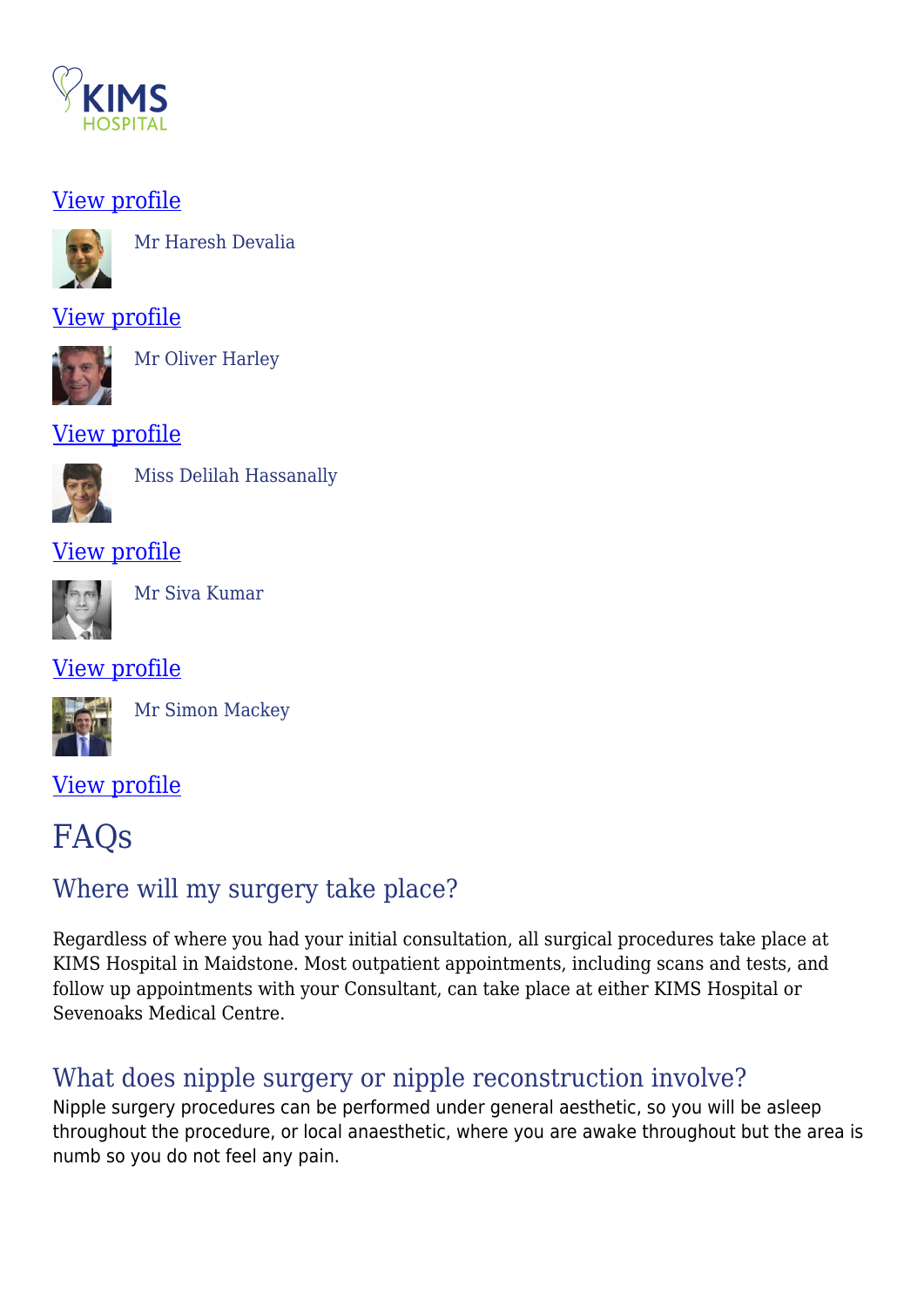KIMS HOSPITAL

[View profile]

Mr Haresh Devalia

[View profile]

Mr Oliver Harley

[View profile]

Miss Delilah Hassanally

[View profile]

Mr Siva Kumar

[View profile]

Mr Simon Mackey

[View profile]

# FAQs

## Where will my surgery take place?

Regardless of where you had your initial consultation, all surgical procedures take place at KIMS Hospital in Maidstone. Most outpatient appointments, including scans and tests, and follow up appointments with your Consultant, can take place at either KIMS Hospital or Sevenoaks Medical Centre.

## What does nipple surgery or nipple reconstruction involve?

Nipple surgery procedures can be performed under general aesthetic, so you will be asleep throughout the procedure, or local anaesthetic, where you are awake throughout but the area is numb so you do not feel any pain.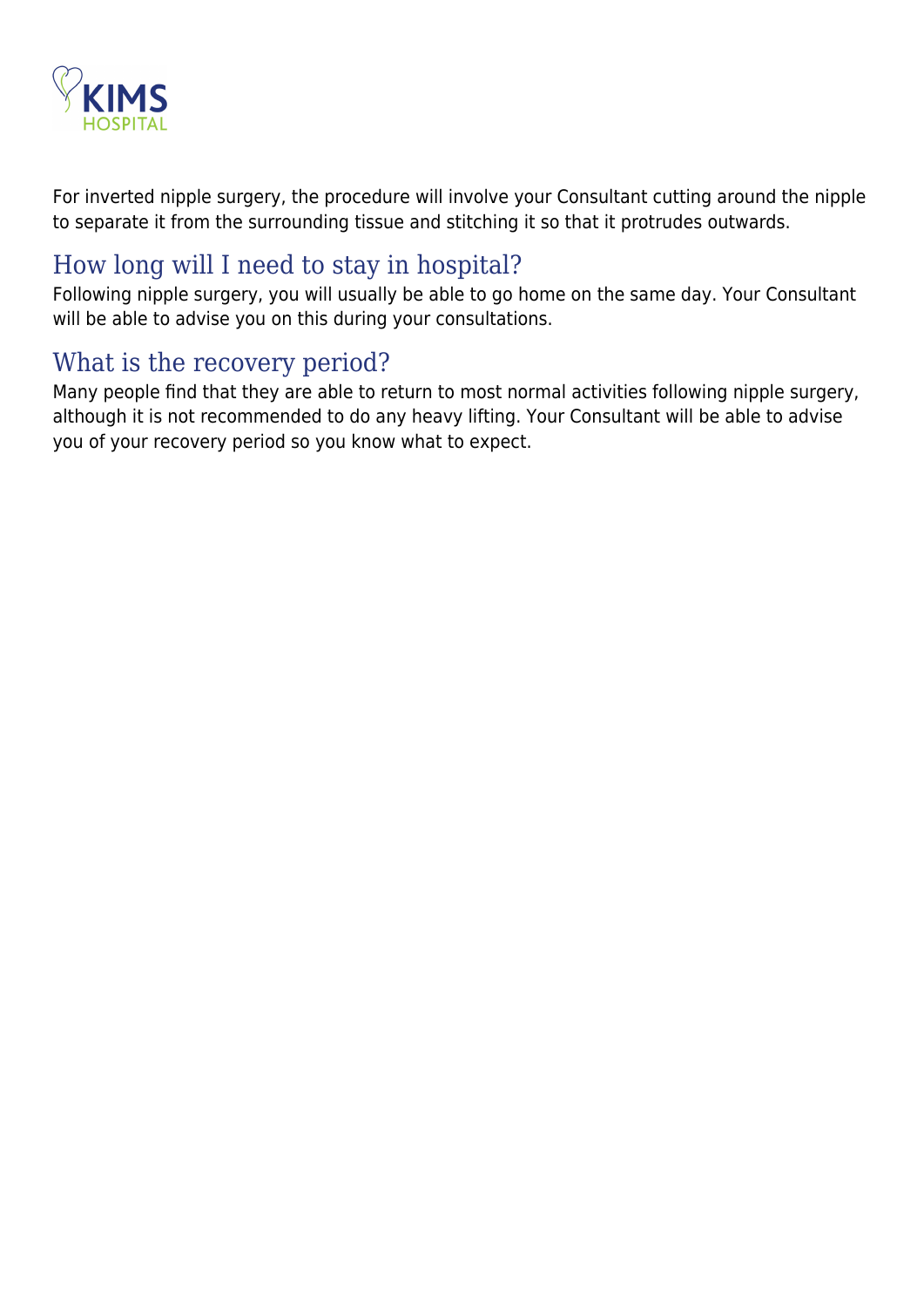For inverted nipple surgery, the procedure will involve your Consultant cutting around the nipple to separate it from the surrounding tissue and stitching it so that it protrudes outwards.

## How long will I need to stay in hospital?

Following nipple surgery, you will usually be able to go home on the same day. Your Consultant will be able to advise you on this during your consultations.

## What is the recovery period?

Many people find that they are able to return to most normal activities following nipple surgery, although it is not recommended to do any heavy lifting. Your Consultant will be able to advise you of your recovery period so you know what to expect.